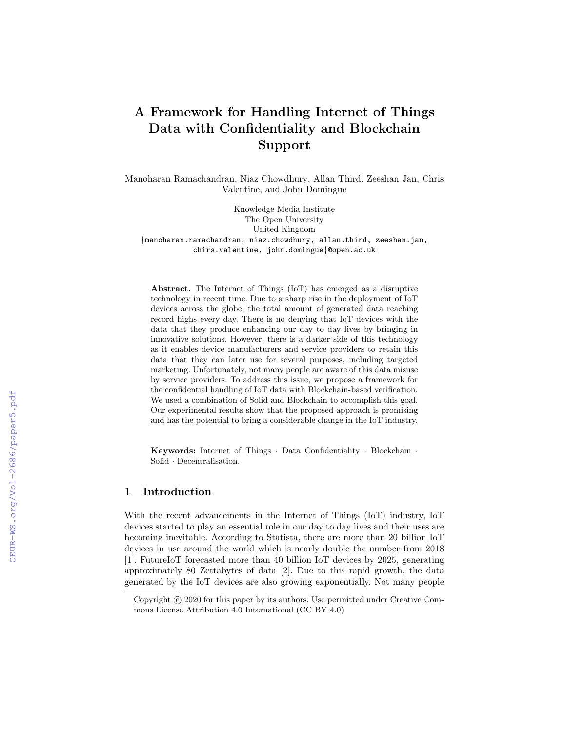# A Framework for Handling Internet of Things Data with Confidentiality and Blockchain Support

Manoharan Ramachandran, Niaz Chowdhury, Allan Third, Zeeshan Jan, Chris Valentine, and John Domingue

Knowledge Media Institute
The Open University
United Kingdom
{manoharan.ramachandran, niaz.chowdhury, allan.third, zeeshan.jan, chirs.valentine, john.domingue}@open.ac.uk

**Abstract.** The Internet of Things (IoT) has emerged as a disruptive technology in recent time. Due to a sharp rise in the deployment of IoT devices across the globe, the total amount of generated data reaching record highs every day. There is no denying that IoT devices with the data that they produce enhancing our day to day lives by bringing in innovative solutions. However, there is a darker side of this technology as it enables device manufacturers and service providers to retain this data that they can later use for several purposes, including targeted marketing. Unfortunately, not many people are aware of this data misuse by service providers. To address this issue, we propose a framework for the confidential handling of IoT data with Blockchain-based verification. We used a combination of Solid and Blockchain to accomplish this goal. Our experimental results show that the proposed approach is promising and has the potential to bring a considerable change in the IoT industry.

**Keywords:** Internet of Things · Data Confidentiality · Blockchain · Solid · Decentralisation.

## 1 Introduction

With the recent advancements in the Internet of Things (IoT) industry, IoT devices started to play an essential role in our day to day lives and their uses are becoming inevitable. According to Statista, there are more than 20 billion IoT devices in use around the world which is nearly double the number from 2018 [1]. FutureIoT forecasted more than 40 billion IoT devices by 2025, generating approximately 80 Zettabytes of data [2]. Due to this rapid growth, the data generated by the IoT devices are also growing exponentially. Not many people

Copyright © 2020 for this paper by its authors. Use permitted under Creative Commons License Attribution 4.0 International (CC BY 4.0)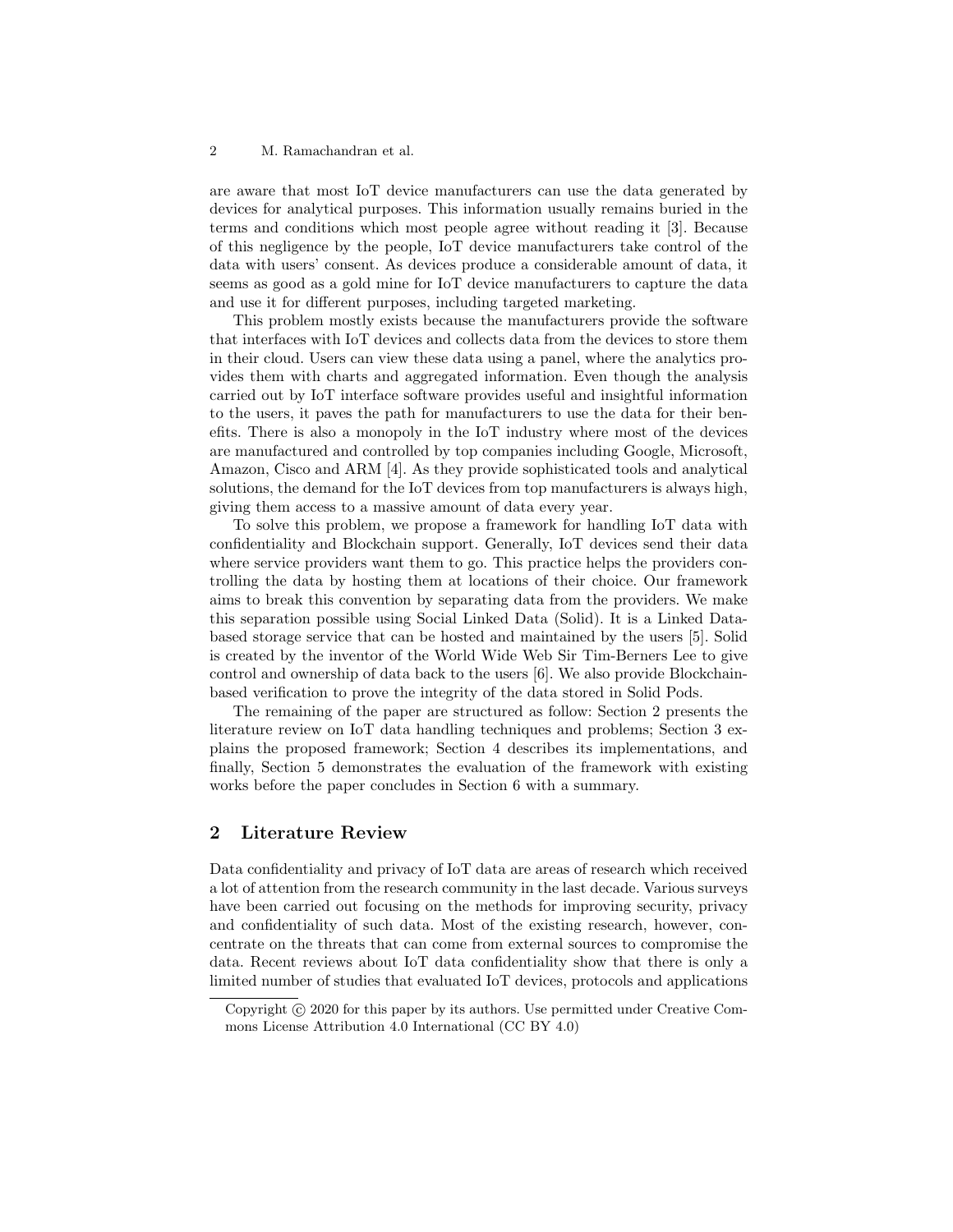are aware that most IoT device manufacturers can use the data generated by devices for analytical purposes. This information usually remains buried in the terms and conditions which most people agree without reading it [3]. Because of this negligence by the people, IoT device manufacturers take control of the data with users' consent. As devices produce a considerable amount of data, it seems as good as a gold mine for IoT device manufacturers to capture the data and use it for different purposes, including targeted marketing.

This problem mostly exists because the manufacturers provide the software that interfaces with IoT devices and collects data from the devices to store them in their cloud. Users can view these data using a panel, where the analytics provides them with charts and aggregated information. Even though the analysis carried out by IoT interface software provides useful and insightful information to the users, it paves the path for manufacturers to use the data for their benefits. There is also a monopoly in the IoT industry where most of the devices are manufactured and controlled by top companies including Google, Microsoft, Amazon, Cisco and ARM [4]. As they provide sophisticated tools and analytical solutions, the demand for the IoT devices from top manufacturers is always high, giving them access to a massive amount of data every year.

To solve this problem, we propose a framework for handling IoT data with confidentiality and Blockchain support. Generally, IoT devices send their data where service providers want them to go. This practice helps the providers controlling the data by hosting them at locations of their choice. Our framework aims to break this convention by separating data from the providers. We make this separation possible using Social Linked Data (Solid). It is a Linked Data-based storage service that can be hosted and maintained by the users [5]. Solid is created by the inventor of the World Wide Web Sir Tim-Berners Lee to give control and ownership of data back to the users [6]. We also provide Blockchain-based verification to prove the integrity of the data stored in Solid Pods.

The remaining of the paper are structured as follow: Section 2 presents the literature review on IoT data handling techniques and problems; Section 3 explains the proposed framework; Section 4 describes its implementations, and finally, Section 5 demonstrates the evaluation of the framework with existing works before the paper concludes in Section 6 with a summary.

## 2 Literature Review

Data confidentiality and privacy of IoT data are areas of research which received a lot of attention from the research community in the last decade. Various surveys have been carried out focusing on the methods for improving security, privacy and confidentiality of such data. Most of the existing research, however, concentrate on the threats that can come from external sources to compromise the data. Recent reviews about IoT data confidentiality show that there is only a limited number of studies that evaluated IoT devices, protocols and applications

Copyright © 2020 for this paper by its authors. Use permitted under Creative Commons License Attribution 4.0 International (CC BY 4.0)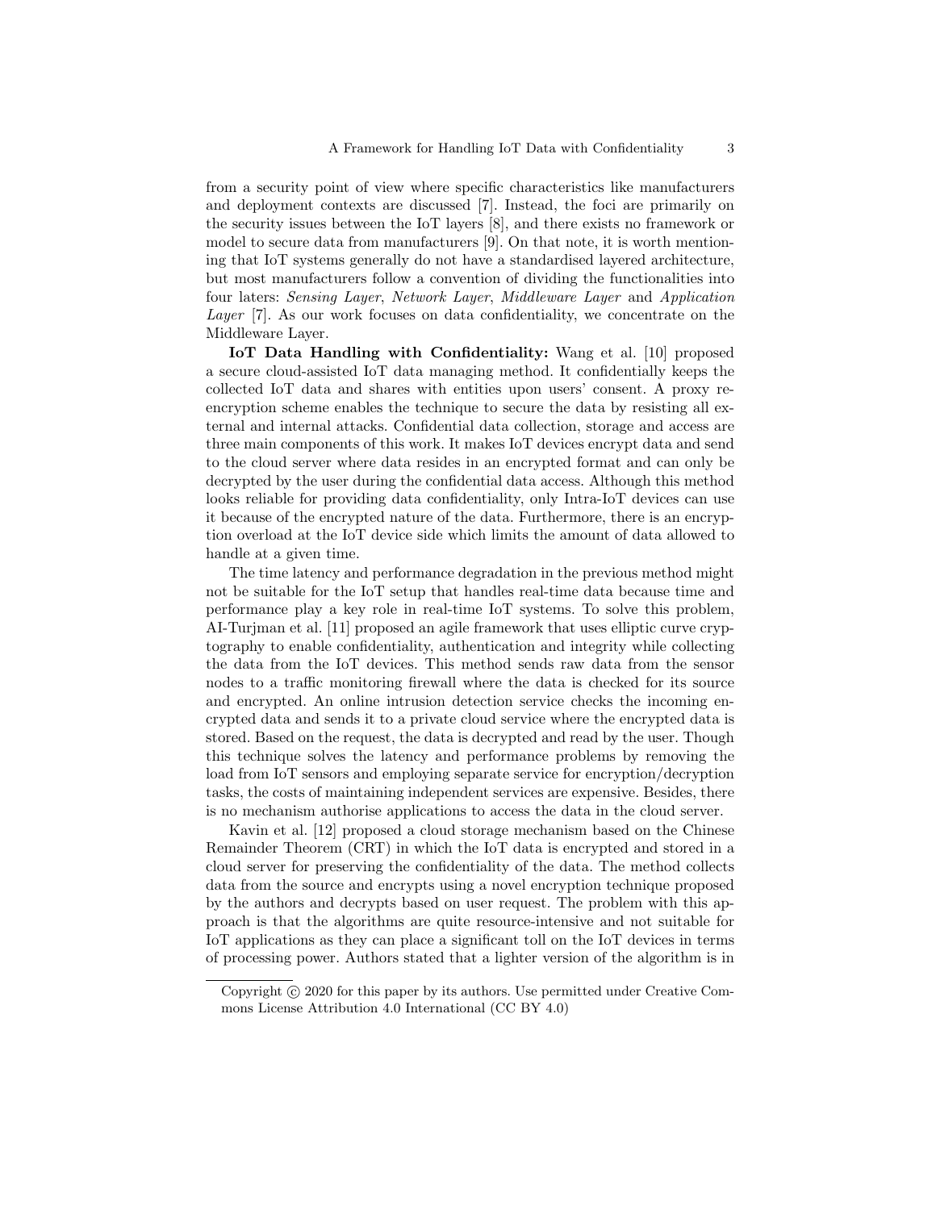from a security point of view where specific characteristics like manufacturers and deployment contexts are discussed [7]. Instead, the foci are primarily on the security issues between the IoT layers [8], and there exists no framework or model to secure data from manufacturers [9]. On that note, it is worth mentioning that IoT systems generally do not have a standardised layered architecture, but most manufacturers follow a convention of dividing the functionalities into four laters: *Sensing Layer*, *Network Layer*, *Middleware Layer* and *Application Layer* [7]. As our work focuses on data confidentiality, we concentrate on the Middleware Layer.

**IoT Data Handling with Confidentiality:** Wang et al. [10] proposed a secure cloud-assisted IoT data managing method. It confidentially keeps the collected IoT data and shares with entities upon users' consent. A proxy re-encryption scheme enables the technique to secure the data by resisting all external and internal attacks. Confidential data collection, storage and access are three main components of this work. It makes IoT devices encrypt data and send to the cloud server where data resides in an encrypted format and can only be decrypted by the user during the confidential data access. Although this method looks reliable for providing data confidentiality, only Intra-IoT devices can use it because of the encrypted nature of the data. Furthermore, there is an encryption overload at the IoT device side which limits the amount of data allowed to handle at a given time.

The time latency and performance degradation in the previous method might not be suitable for the IoT setup that handles real-time data because time and performance play a key role in real-time IoT systems. To solve this problem, AI-Turjman et al. [11] proposed an agile framework that uses elliptic curve cryptography to enable confidentiality, authentication and integrity while collecting the data from the IoT devices. This method sends raw data from the sensor nodes to a traffic monitoring firewall where the data is checked for its source and encrypted. An online intrusion detection service checks the incoming encrypted data and sends it to a private cloud service where the encrypted data is stored. Based on the request, the data is decrypted and read by the user. Though this technique solves the latency and performance problems by removing the load from IoT sensors and employing separate service for encryption/decryption tasks, the costs of maintaining independent services are expensive. Besides, there is no mechanism authorise applications to access the data in the cloud server.

Kavin et al. [12] proposed a cloud storage mechanism based on the Chinese Remainder Theorem (CRT) in which the IoT data is encrypted and stored in a cloud server for preserving the confidentiality of the data. The method collects data from the source and encrypts using a novel encryption technique proposed by the authors and decrypts based on user request. The problem with this approach is that the algorithms are quite resource-intensive and not suitable for IoT applications as they can place a significant toll on the IoT devices in terms of processing power. Authors stated that a lighter version of the algorithm is in

Copyright © 2020 for this paper by its authors. Use permitted under Creative Commons License Attribution 4.0 International (CC BY 4.0)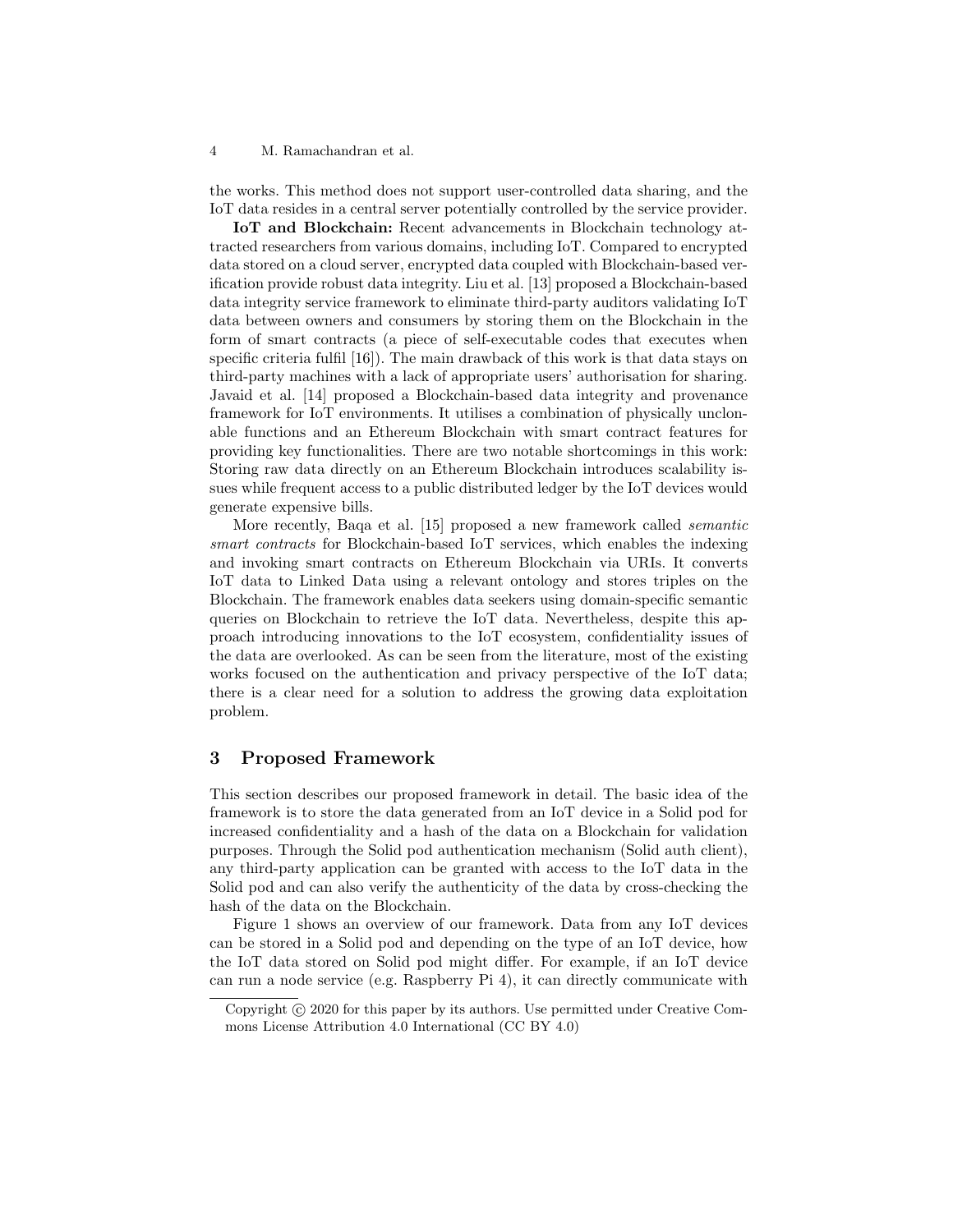the works. This method does not support user-controlled data sharing, and the IoT data resides in a central server potentially controlled by the service provider.

**IoT and Blockchain:** Recent advancements in Blockchain technology attracted researchers from various domains, including IoT. Compared to encrypted data stored on a cloud server, encrypted data coupled with Blockchain-based verification provide robust data integrity. Liu et al. [13] proposed a Blockchain-based data integrity service framework to eliminate third-party auditors validating IoT data between owners and consumers by storing them on the Blockchain in the form of smart contracts (a piece of self-executable codes that executes when specific criteria fulfil [16]). The main drawback of this work is that data stays on third-party machines with a lack of appropriate users' authorisation for sharing. Javaid et al. [14] proposed a Blockchain-based data integrity and provenance framework for IoT environments. It utilises a combination of physically unclonable functions and an Ethereum Blockchain with smart contract features for providing key functionalities. There are two notable shortcomings in this work: Storing raw data directly on an Ethereum Blockchain introduces scalability issues while frequent access to a public distributed ledger by the IoT devices would generate expensive bills.

More recently, Baqa et al. [15] proposed a new framework called *semantic smart contracts* for Blockchain-based IoT services, which enables the indexing and invoking smart contracts on Ethereum Blockchain via URIs. It converts IoT data to Linked Data using a relevant ontology and stores triples on the Blockchain. The framework enables data seekers using domain-specific semantic queries on Blockchain to retrieve the IoT data. Nevertheless, despite this approach introducing innovations to the IoT ecosystem, confidentiality issues of the data are overlooked. As can be seen from the literature, most of the existing works focused on the authentication and privacy perspective of the IoT data; there is a clear need for a solution to address the growing data exploitation problem.

## 3 Proposed Framework

This section describes our proposed framework in detail. The basic idea of the framework is to store the data generated from an IoT device in a Solid pod for increased confidentiality and a hash of the data on a Blockchain for validation purposes. Through the Solid pod authentication mechanism (Solid auth client), any third-party application can be granted with access to the IoT data in the Solid pod and can also verify the authenticity of the data by cross-checking the hash of the data on the Blockchain.

Figure 1 shows an overview of our framework. Data from any IoT devices can be stored in a Solid pod and depending on the type of an IoT device, how the IoT data stored on Solid pod might differ. For example, if an IoT device can run a node service (e.g. Raspberry Pi 4), it can directly communicate with

Copyright © 2020 for this paper by its authors. Use permitted under Creative Commons License Attribution 4.0 International (CC BY 4.0)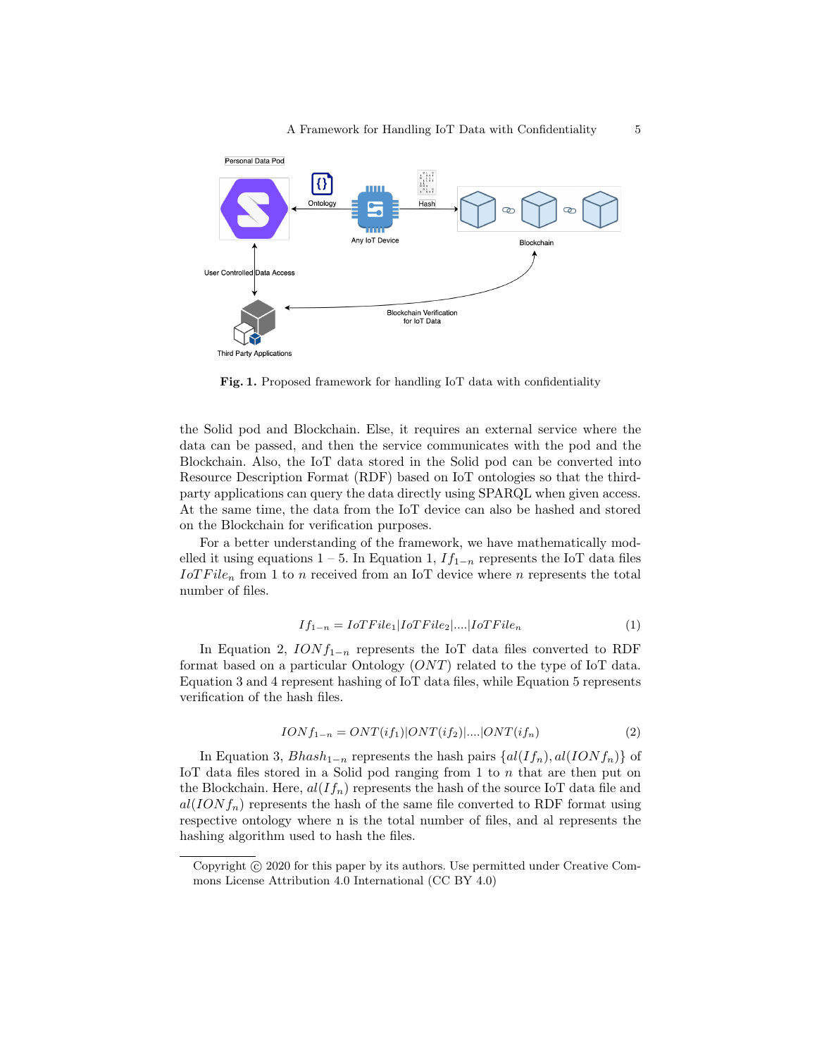Fig. 1. Proposed framework for handling IoT data with confidentiality

the Solid pod and Blockchain. Else, it requires an external service where the data can be passed, and then the service communicates with the pod and the Blockchain. Also, the IoT data stored in the Solid pod can be converted into Resource Description Format (RDF) based on IoT ontologies so that the third-party applications can query the data directly using SPARQL when given access. At the same time, the data from the IoT device can also be hashed and stored on the Blockchain for verification purposes.

For a better understanding of the framework, we have mathematically modelled it using equations 1 – 5. In Equation 1, $If_{1-n}$ represents the IoT data files $IoTFile_n$ from 1 to $n$ received from an IoT device where $n$ represents the total number of files.

$$If_{1-n} = IoTFile_1|IoTFile_2|....|IoTFile_n \tag{1}$$

In Equation 2, $IONf_{1-n}$ represents the IoT data files converted to RDF format based on a particular Ontology ($ONT$) related to the type of IoT data. Equation 3 and 4 represent hashing of IoT data files, while Equation 5 represents verification of the hash files.

$$IONf_{1-n} = ONT(if_1)|ONT(if_2)|....|ONT(if_n) \tag{2}$$

In Equation 3, $Bhash_{1-n}$ represents the hash pairs $\{al(If_n), al(IONf_n)\}$ of IoT data files stored in a Solid pod ranging from 1 to $n$ that are then put on the Blockchain. Here, $al(If_n)$ represents the hash of the source IoT data file and $al(IONf_n)$ represents the hash of the same file converted to RDF format using respective ontology where n is the total number of files, and al represents the hashing algorithm used to hash the files.

Copyright © 2020 for this paper by its authors. Use permitted under Creative Commons License Attribution 4.0 International (CC BY 4.0)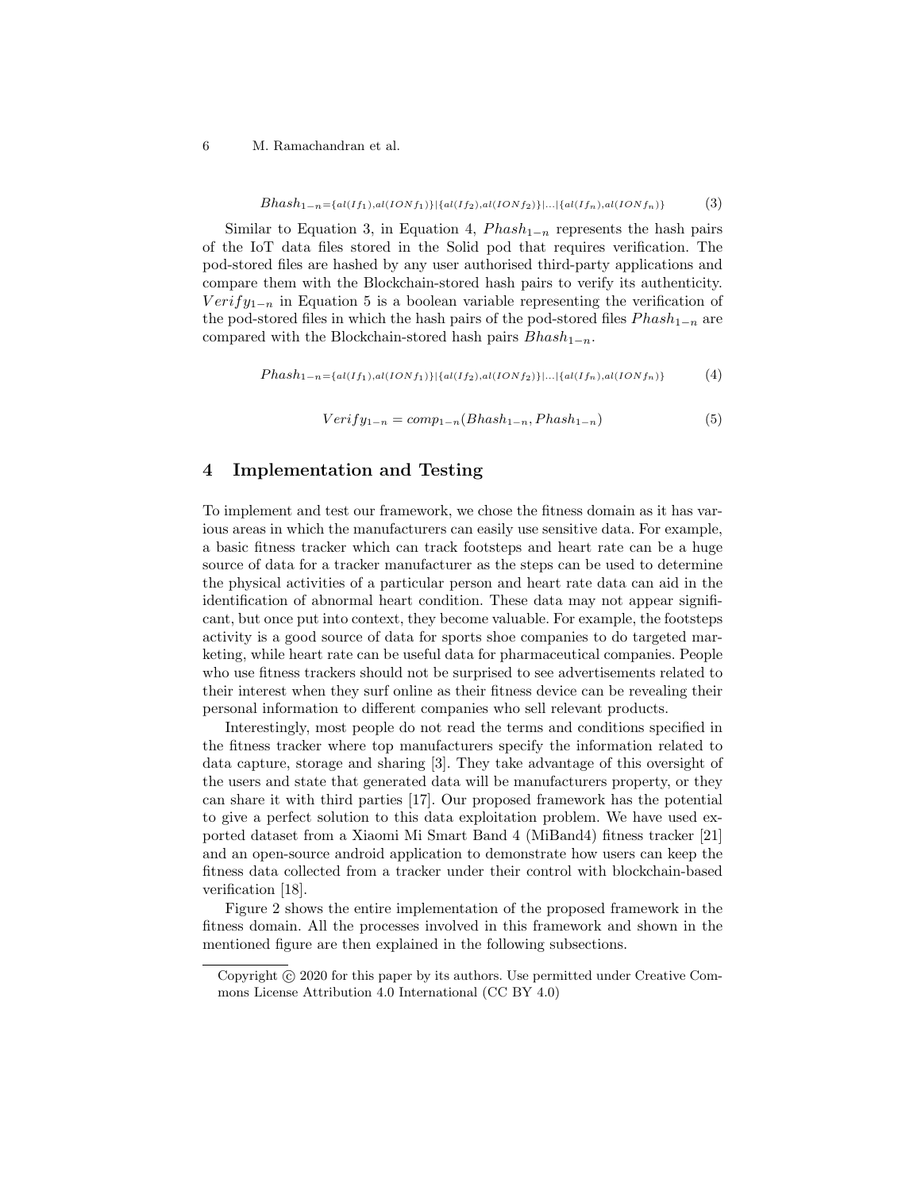$$Bhash_{1-n=\{al(If_1),al(IONf_1)\}|\{al(If_2),al(IONf_2)\}|...|\{al(If_n),al(IONf_n)\}} \tag{3}$$

Similar to Equation 3, in Equation 4, $Phash_{1-n}$ represents the hash pairs of the IoT data files stored in the Solid pod that requires verification. The pod-stored files are hashed by any user authorised third-party applications and compare them with the Blockchain-stored hash pairs to verify its authenticity. $Verify_{1-n}$ in Equation 5 is a boolean variable representing the verification of the pod-stored files in which the hash pairs of the pod-stored files $Phash_{1-n}$ are compared with the Blockchain-stored hash pairs $Bhash_{1-n}$.

$$Phash_{1-n=\{al(If_1),al(IONf_1)\}|\{al(If_2),al(IONf_2)\}|...|\{al(If_n),al(IONf_n)\}} \tag{4}$$

$$Verify_{1-n} = comp_{1-n}(Bhash_{1-n}, Phash_{1-n}) \tag{5}$$

## 4 Implementation and Testing

To implement and test our framework, we chose the fitness domain as it has various areas in which the manufacturers can easily use sensitive data. For example, a basic fitness tracker which can track footsteps and heart rate can be a huge source of data for a tracker manufacturer as the steps can be used to determine the physical activities of a particular person and heart rate data can aid in the identification of abnormal heart condition. These data may not appear significant, but once put into context, they become valuable. For example, the footsteps activity is a good source of data for sports shoe companies to do targeted marketing, while heart rate can be useful data for pharmaceutical companies. People who use fitness trackers should not be surprised to see advertisements related to their interest when they surf online as their fitness device can be revealing their personal information to different companies who sell relevant products.

Interestingly, most people do not read the terms and conditions specified in the fitness tracker where top manufacturers specify the information related to data capture, storage and sharing [3]. They take advantage of this oversight of the users and state that generated data will be manufacturers property, or they can share it with third parties [17]. Our proposed framework has the potential to give a perfect solution to this data exploitation problem. We have used exported dataset from a Xiaomi Mi Smart Band 4 (MiBand4) fitness tracker [21] and an open-source android application to demonstrate how users can keep the fitness data collected from a tracker under their control with blockchain-based verification [18].

Figure 2 shows the entire implementation of the proposed framework in the fitness domain. All the processes involved in this framework and shown in the mentioned figure are then explained in the following subsections.

---

Copyright © 2020 for this paper by its authors. Use permitted under Creative Commons License Attribution 4.0 International (CC BY 4.0)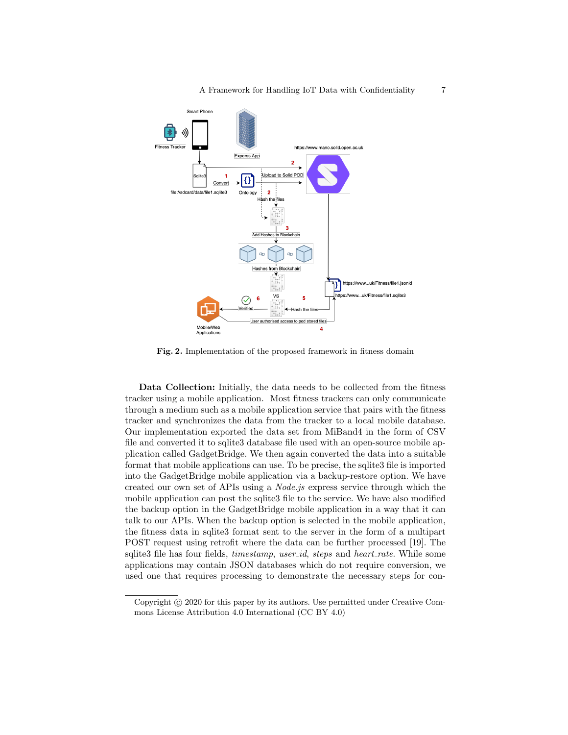**Fig. 2.** Implementation of the proposed framework in fitness domain

**Data Collection:** Initially, the data needs to be collected from the fitness tracker using a mobile application. Most fitness trackers can only communicate through a medium such as a mobile application service that pairs with the fitness tracker and synchronizes the data from the tracker to a local mobile database. Our implementation exported the data set from MiBand4 in the form of CSV file and converted it to sqlite3 database file used with an open-source mobile application called GadgetBridge. We then again converted the data into a suitable format that mobile applications can use. To be precise, the sqlite3 file is imported into the GadgetBridge mobile application via a backup-restore option. We have created our own set of APIs using a *Node.js* express service through which the mobile application can post the sqlite3 file to the service. We have also modified the backup option in the GadgetBridge mobile application in a way that it can talk to our APIs. When the backup option is selected in the mobile application, the fitness data in sqlite3 format sent to the server in the form of a multipart POST request using retrofit where the data can be further processed [19]. The sqlite3 file has four fields, *timestamp*, *user_id*, *steps* and *heart_rate*. While some applications may contain JSON databases which do not require conversion, we used one that requires processing to demonstrate the necessary steps for con-

Copyright © 2020 for this paper by its authors. Use permitted under Creative Commons License Attribution 4.0 International (CC BY 4.0)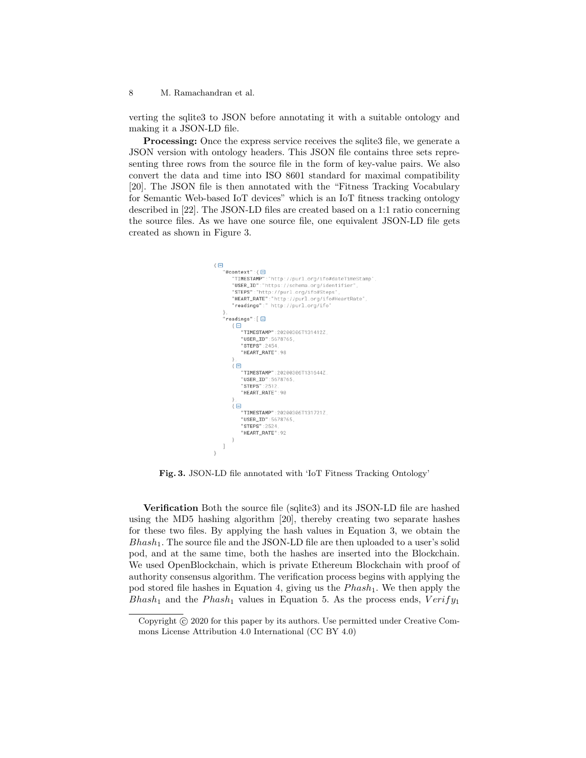verting the sqlite3 to JSON before annotating it with a suitable ontology and making it a JSON-LD file.

**Processing:** Once the express service receives the sqlite3 file, we generate a JSON version with ontology headers. This JSON file contains three sets representing three rows from the source file in the form of key-value pairs. We also convert the data and time into ISO 8601 standard for maximal compatibility [20]. The JSON file is then annotated with the “Fitness Tracking Vocabulary for Semantic Web-based IoT devices” which is an IoT fitness tracking ontology described in [22]. The JSON-LD files are created based on a 1:1 ratio concerning the source files. As we have one source file, one equivalent JSON-LD file gets created as shown in Figure 3.

```
{
  "@context":{
    "TIMESTAMP":"http://purl.org/ifo#dateTimeStamp",
    "USER_ID":"https://schema.org/identifier",
    "STEPS":"http://purl.org/ifo#Steps",
    "HEART_RATE":"http://purl.org/ifo#HeartRate",
    "readings":" http://purl.org/ifo"
  },
  "readings":[
    {
      "TIMESTAMP":20200306T131412Z,
      "USER_ID":5678765,
      "STEPS":2454,
      "HEART_RATE":98
    },
    {
      "TIMESTAMP":20200306T131544Z,
      "USER_ID":5678765,
      "STEPS":2512,
      "HEART_RATE":90
    },
    {
      "TIMESTAMP":20200306T131721Z,
      "USER_ID":5678765,
      "STEPS":2524,
      "HEART_RATE":92
    }
  ]
}
```

**Fig. 3.** JSON-LD file annotated with ‘IoT Fitness Tracking Ontology’

**Verification** Both the source file (sqlite3) and its JSON-LD file are hashed using the MD5 hashing algorithm [20], thereby creating two separate hashes for these two files. By applying the hash values in Equation 3, we obtain the $Bhash_1$. The source file and the JSON-LD file are then uploaded to a user's solid pod, and at the same time, both the hashes are inserted into the Blockchain. We used OpenBlockchain, which is private Ethereum Blockchain with proof of authority consensus algorithm. The verification process begins with applying the pod stored file hashes in Equation 4, giving us the $Phash_1$. We then apply the $Bhash_1$ and the $Phash_1$ values in Equation 5. As the process ends, $Verify_1$

Copyright © 2020 for this paper by its authors. Use permitted under Creative Commons License Attribution 4.0 International (CC BY 4.0)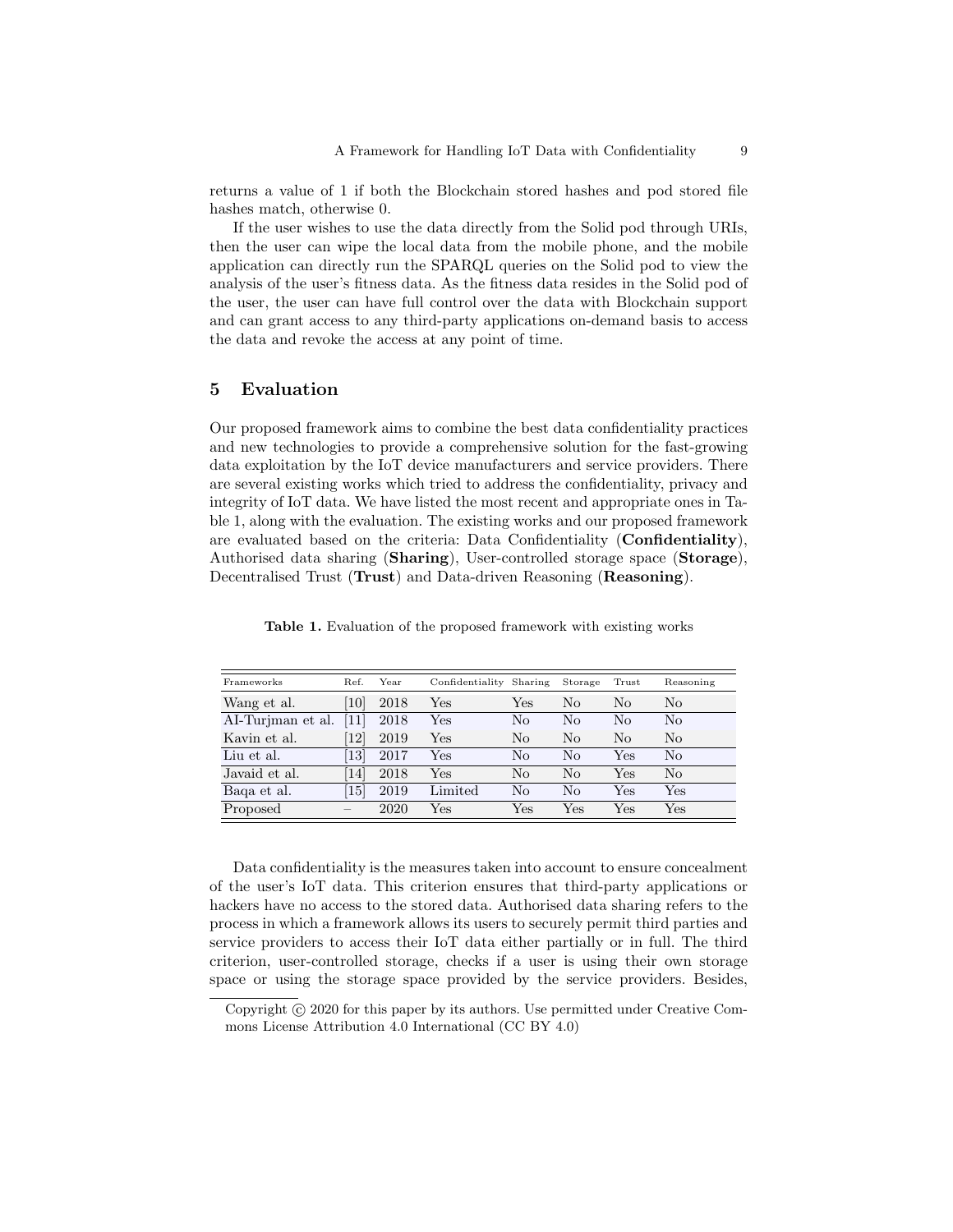returns a value of 1 if both the Blockchain stored hashes and pod stored file hashes match, otherwise 0.

If the user wishes to use the data directly from the Solid pod through URIs, then the user can wipe the local data from the mobile phone, and the mobile application can directly run the SPARQL queries on the Solid pod to view the analysis of the user's fitness data. As the fitness data resides in the Solid pod of the user, the user can have full control over the data with Blockchain support and can grant access to any third-party applications on-demand basis to access the data and revoke the access at any point of time.

## 5 Evaluation

Our proposed framework aims to combine the best data confidentiality practices and new technologies to provide a comprehensive solution for the fast-growing data exploitation by the IoT device manufacturers and service providers. There are several existing works which tried to address the confidentiality, privacy and integrity of IoT data. We have listed the most recent and appropriate ones in Table 1, along with the evaluation. The existing works and our proposed framework are evaluated based on the criteria: Data Confidentiality (**Confidentiality**), Authorised data sharing (**Sharing**), User-controlled storage space (**Storage**), Decentralised Trust (**Trust**) and Data-driven Reasoning (**Reasoning**).

**Table 1.** Evaluation of the proposed framework with existing works

| Frameworks | Ref. | Year | Confidentiality | Sharing | Storage | Trust | Reasoning |
|---|---|---|---|---|---|---|---|
| Wang et al. | [10] | 2018 | Yes | Yes | No | No | No |
| AI-Turjman et al. | [11] | 2018 | Yes | No | No | No | No |
| Kavin et al. | [12] | 2019 | Yes | No | No | No | No |
| Liu et al. | [13] | 2017 | Yes | No | No | Yes | No |
| Javaid et al. | [14] | 2018 | Yes | No | No | Yes | No |
| Baqa et al. | [15] | 2019 | Limited | No | No | Yes | Yes |
| Proposed | – | 2020 | Yes | Yes | Yes | Yes | Yes |

Data confidentiality is the measures taken into account to ensure concealment of the user's IoT data. This criterion ensures that third-party applications or hackers have no access to the stored data. Authorised data sharing refers to the process in which a framework allows its users to securely permit third parties and service providers to access their IoT data either partially or in full. The third criterion, user-controlled storage, checks if a user is using their own storage space or using the storage space provided by the service providers. Besides,

Copyright © 2020 for this paper by its authors. Use permitted under Creative Commons License Attribution 4.0 International (CC BY 4.0)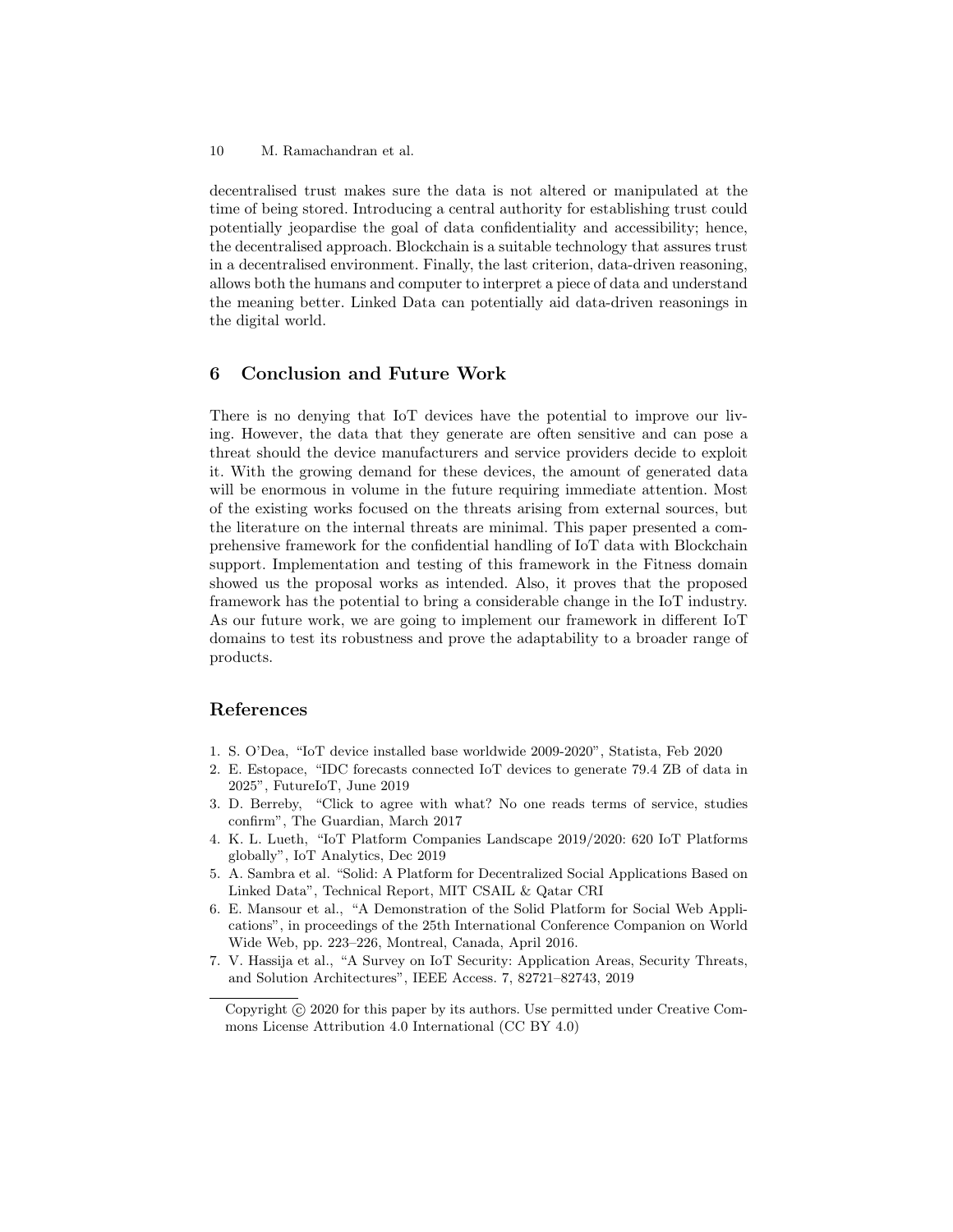decentralised trust makes sure the data is not altered or manipulated at the time of being stored. Introducing a central authority for establishing trust could potentially jeopardise the goal of data confidentiality and accessibility; hence, the decentralised approach. Blockchain is a suitable technology that assures trust in a decentralised environment. Finally, the last criterion, data-driven reasoning, allows both the humans and computer to interpret a piece of data and understand the meaning better. Linked Data can potentially aid data-driven reasonings in the digital world.

## 6 Conclusion and Future Work

There is no denying that IoT devices have the potential to improve our living. However, the data that they generate are often sensitive and can pose a threat should the device manufacturers and service providers decide to exploit it. With the growing demand for these devices, the amount of generated data will be enormous in volume in the future requiring immediate attention. Most of the existing works focused on the threats arising from external sources, but the literature on the internal threats are minimal. This paper presented a comprehensive framework for the confidential handling of IoT data with Blockchain support. Implementation and testing of this framework in the Fitness domain showed us the proposal works as intended. Also, it proves that the proposed framework has the potential to bring a considerable change in the IoT industry. As our future work, we are going to implement our framework in different IoT domains to test its robustness and prove the adaptability to a broader range of products.

## References

1. S. O'Dea, "IoT device installed base worldwide 2009-2020", Statista, Feb 2020
2. E. Estopace, "IDC forecasts connected IoT devices to generate 79.4 ZB of data in 2025", FutureIoT, June 2019
3. D. Berreby, "Click to agree with what? No one reads terms of service, studies confirm", The Guardian, March 2017
4. K. L. Lueth, "IoT Platform Companies Landscape 2019/2020: 620 IoT Platforms globally", IoT Analytics, Dec 2019
5. A. Sambra et al. "Solid: A Platform for Decentralized Social Applications Based on Linked Data", Technical Report, MIT CSAIL & Qatar CRI
6. E. Mansour et al., "A Demonstration of the Solid Platform for Social Web Applications", in proceedings of the 25th International Conference Companion on World Wide Web, pp. 223–226, Montreal, Canada, April 2016.
7. V. Hassija et al., "A Survey on IoT Security: Application Areas, Security Threats, and Solution Architectures", IEEE Access. 7, 82721–82743, 2019

Copyright © 2020 for this paper by its authors. Use permitted under Creative Commons License Attribution 4.0 International (CC BY 4.0)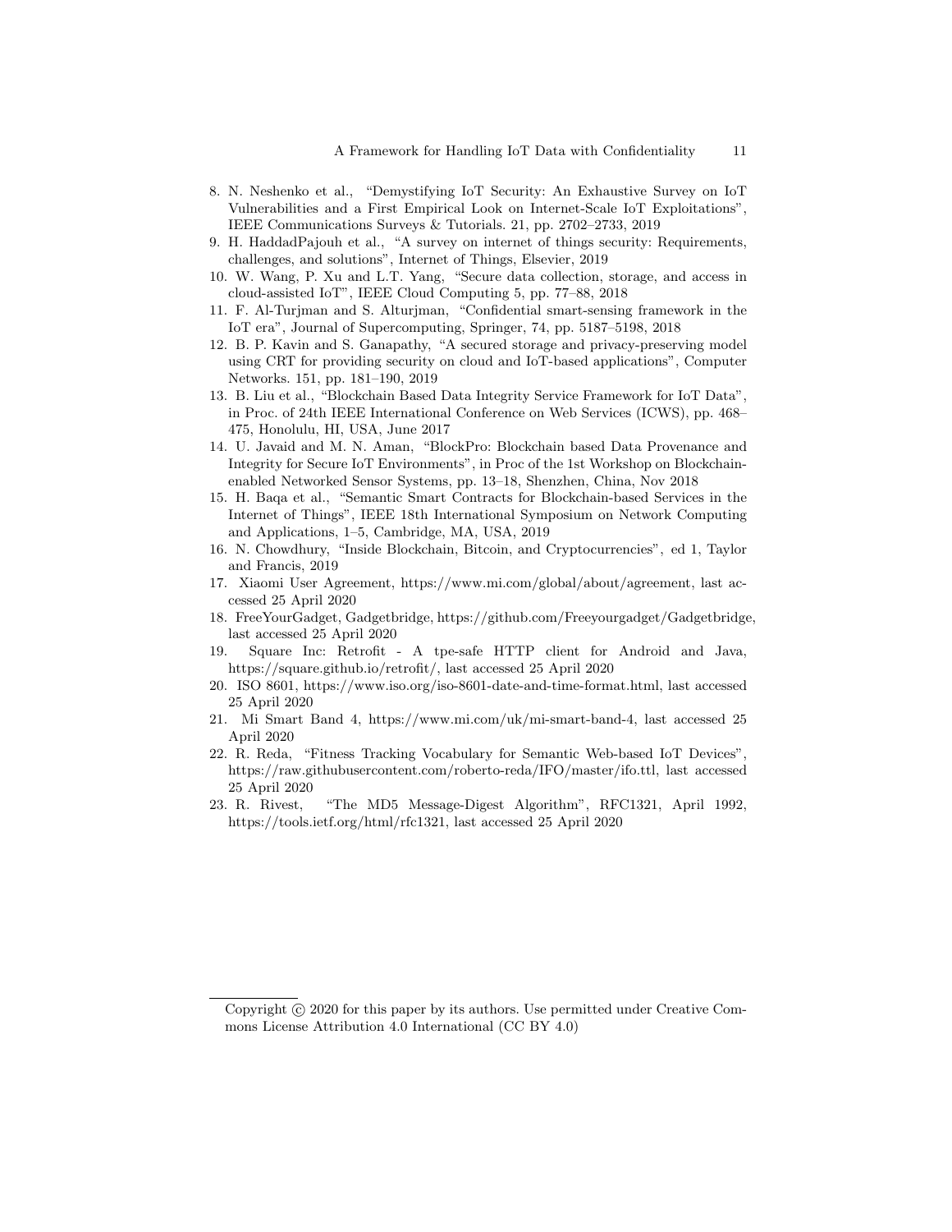8. N. Neshenko et al., "Demystifying IoT Security: An Exhaustive Survey on IoT Vulnerabilities and a First Empirical Look on Internet-Scale IoT Exploitations", IEEE Communications Surveys & Tutorials. 21, pp. 2702–2733, 2019
9. H. HaddadPajouh et al., "A survey on internet of things security: Requirements, challenges, and solutions", Internet of Things, Elsevier, 2019
10. W. Wang, P. Xu and L.T. Yang, "Secure data collection, storage, and access in cloud-assisted IoT", IEEE Cloud Computing 5, pp. 77–88, 2018
11. F. Al-Turjman and S. Alturjman, "Confidential smart-sensing framework in the IoT era", Journal of Supercomputing, Springer, 74, pp. 5187–5198, 2018
12. B. P. Kavin and S. Ganapathy, "A secured storage and privacy-preserving model using CRT for providing security on cloud and IoT-based applications", Computer Networks. 151, pp. 181–190, 2019
13. B. Liu et al., "Blockchain Based Data Integrity Service Framework for IoT Data", in Proc. of 24th IEEE International Conference on Web Services (ICWS), pp. 468–475, Honolulu, HI, USA, June 2017
14. U. Javaid and M. N. Aman, "BlockPro: Blockchain based Data Provenance and Integrity for Secure IoT Environments", in Proc of the 1st Workshop on Blockchain-enabled Networked Sensor Systems, pp. 13–18, Shenzhen, China, Nov 2018
15. H. Baqa et al., "Semantic Smart Contracts for Blockchain-based Services in the Internet of Things", IEEE 18th International Symposium on Network Computing and Applications, 1–5, Cambridge, MA, USA, 2019
16. N. Chowdhury, "Inside Blockchain, Bitcoin, and Cryptocurrencies", ed 1, Taylor and Francis, 2019
17. Xiaomi User Agreement, https://www.mi.com/global/about/agreement, last accessed 25 April 2020
18. FreeYourGadget, Gadgetbridge, https://github.com/Freeyourgadget/Gadgetbridge, last accessed 25 April 2020
19. Square Inc: Retrofit - A tpe-safe HTTP client for Android and Java, https://square.github.io/retrofit/, last accessed 25 April 2020
20. ISO 8601, https://www.iso.org/iso-8601-date-and-time-format.html, last accessed 25 April 2020
21. Mi Smart Band 4, https://www.mi.com/uk/mi-smart-band-4, last accessed 25 April 2020
22. R. Reda, "Fitness Tracking Vocabulary for Semantic Web-based IoT Devices", https://raw.githubusercontent.com/roberto-reda/IFO/master/ifo.ttl, last accessed 25 April 2020
23. R. Rivest, "The MD5 Message-Digest Algorithm", RFC1321, April 1992, https://tools.ietf.org/html/rfc1321, last accessed 25 April 2020

Copyright © 2020 for this paper by its authors. Use permitted under Creative Commons License Attribution 4.0 International (CC BY 4.0)